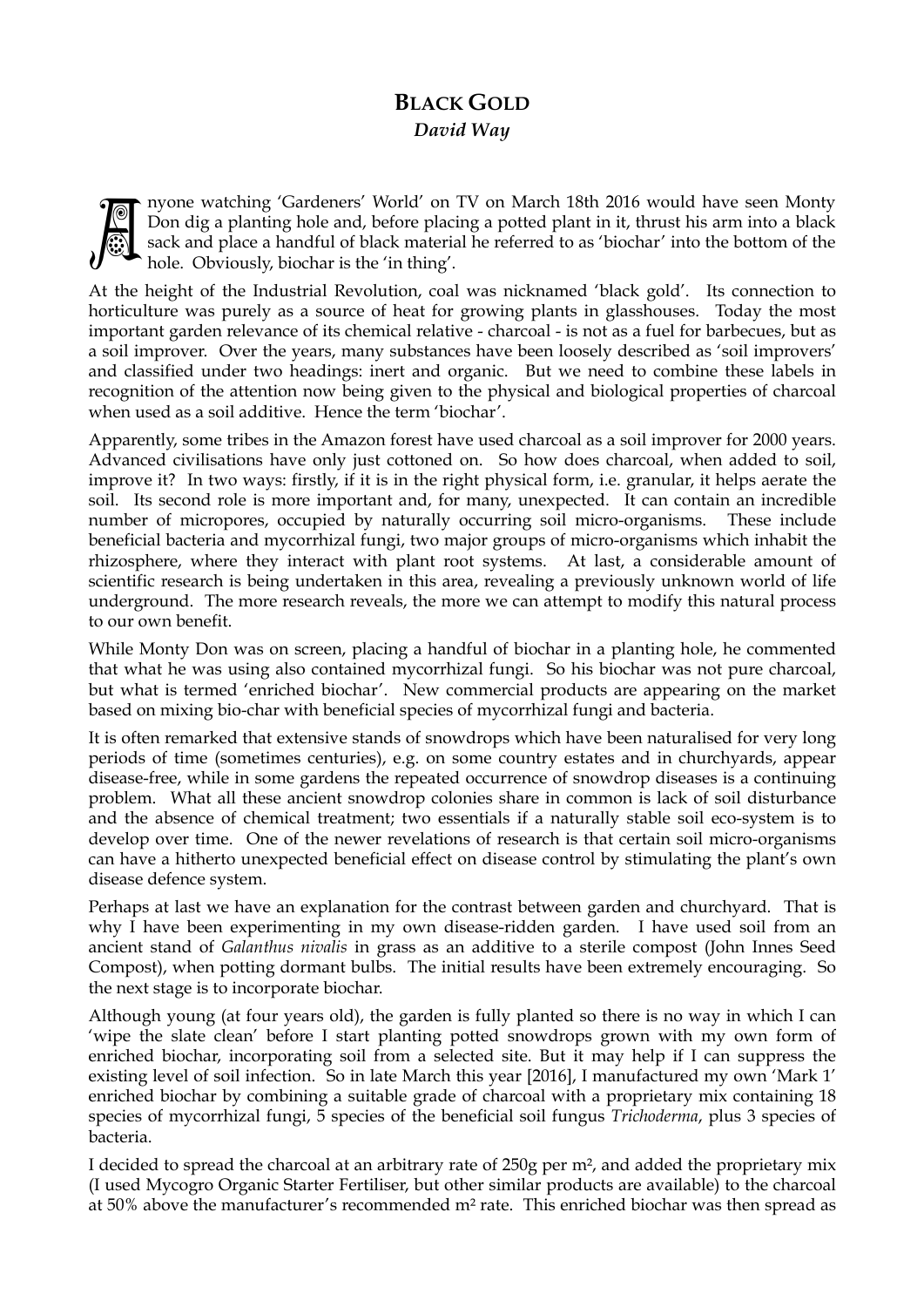# BLACK GOLD

***David Way***

Anyone watching 'Gardeners' World' on TV on March 18th 2016 would have seen Monty Don dig a planting hole and, before placing a potted plant in it, thrust his arm into a black sack and place a handful of black material he referred to as 'biochar' into the bottom of the hole. Obviously, biochar is the 'in thing'.

At the height of the Industrial Revolution, coal was nicknamed 'black gold'. Its connection to horticulture was purely as a source of heat for growing plants in glasshouses. Today the most important garden relevance of its chemical relative - charcoal - is not as a fuel for barbecues, but as a soil improver. Over the years, many substances have been loosely described as 'soil improvers' and classified under two headings: inert and organic. But we need to combine these labels in recognition of the attention now being given to the physical and biological properties of charcoal when used as a soil additive. Hence the term 'biochar'.

Apparently, some tribes in the Amazon forest have used charcoal as a soil improver for 2000 years. Advanced civilisations have only just cottoned on. So how does charcoal, when added to soil, improve it? In two ways: firstly, if it is in the right physical form, i.e. granular, it helps aerate the soil. Its second role is more important and, for many, unexpected. It can contain an incredible number of micropores, occupied by naturally occurring soil micro-organisms. These include beneficial bacteria and mycorrhizal fungi, two major groups of micro-organisms which inhabit the rhizosphere, where they interact with plant root systems. At last, a considerable amount of scientific research is being undertaken in this area, revealing a previously unknown world of life underground. The more research reveals, the more we can attempt to modify this natural process to our own benefit.

While Monty Don was on screen, placing a handful of biochar in a planting hole, he commented that what he was using also contained mycorrhizal fungi. So his biochar was not pure charcoal, but what is termed 'enriched biochar'. New commercial products are appearing on the market based on mixing bio-char with beneficial species of mycorrhizal fungi and bacteria.

It is often remarked that extensive stands of snowdrops which have been naturalised for very long periods of time (sometimes centuries), e.g. on some country estates and in churchyards, appear disease-free, while in some gardens the repeated occurrence of snowdrop diseases is a continuing problem. What all these ancient snowdrop colonies share in common is lack of soil disturbance and the absence of chemical treatment; two essentials if a naturally stable soil eco-system is to develop over time. One of the newer revelations of research is that certain soil micro-organisms can have a hitherto unexpected beneficial effect on disease control by stimulating the plant's own disease defence system.

Perhaps at last we have an explanation for the contrast between garden and churchyard. That is why I have been experimenting in my own disease-ridden garden. I have used soil from an ancient stand of *Galanthus nivalis* in grass as an additive to a sterile compost (John Innes Seed Compost), when potting dormant bulbs. The initial results have been extremely encouraging. So the next stage is to incorporate biochar.

Although young (at four years old), the garden is fully planted so there is no way in which I can 'wipe the slate clean' before I start planting potted snowdrops grown with my own form of enriched biochar, incorporating soil from a selected site. But it may help if I can suppress the existing level of soil infection. So in late March this year [2016], I manufactured my own 'Mark 1' enriched biochar by combining a suitable grade of charcoal with a proprietary mix containing 18 species of mycorrhizal fungi, 5 species of the beneficial soil fungus *Trichoderma*, plus 3 species of bacteria.

I decided to spread the charcoal at an arbitrary rate of 250g per m², and added the proprietary mix (I used Mycogro Organic Starter Fertiliser, but other similar products are available) to the charcoal at 50% above the manufacturer's recommended m² rate. This enriched biochar was then spread as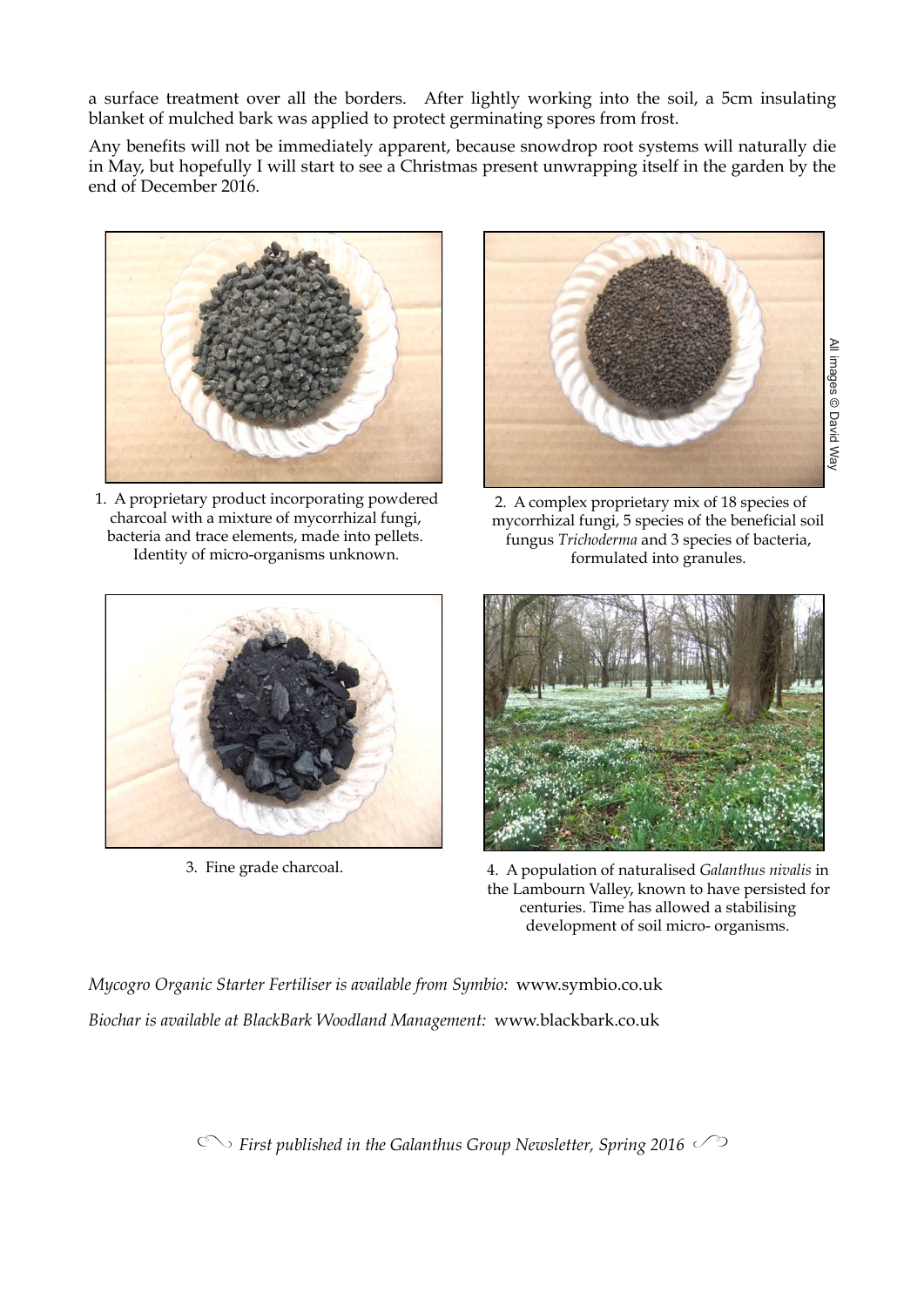a surface treatment over all the borders. After lightly working into the soil, a 5cm insulating blanket of mulched bark was applied to protect germinating spores from frost.

Any benefits will not be immediately apparent, because snowdrop root systems will naturally die in May, but hopefully I will start to see a Christmas present unwrapping itself in the garden by the end of December 2016.

1. A proprietary product incorporating powdered charcoal with a mixture of mycorrhizal fungi, bacteria and trace elements, made into pellets. Identity of micro-organisms unknown.

2. A complex proprietary mix of 18 species of mycorrhizal fungi, 5 species of the beneficial soil fungus *Trichoderma* and 3 species of bacteria, formulated into granules.

All images © David Way

3. Fine grade charcoal.

4. A population of naturalised *Galanthus nivalis* in the Lambourn Valley, known to have persisted for centuries. Time has allowed a stabilising development of soil micro- organisms.

*Mycogro Organic Starter Fertiliser is available from Symbio:* www.symbio.co.uk

*Biochar is available at BlackBark Woodland Management:* www.blackbark.co.uk

*First published in the Galanthus Group Newsletter, Spring 2016*